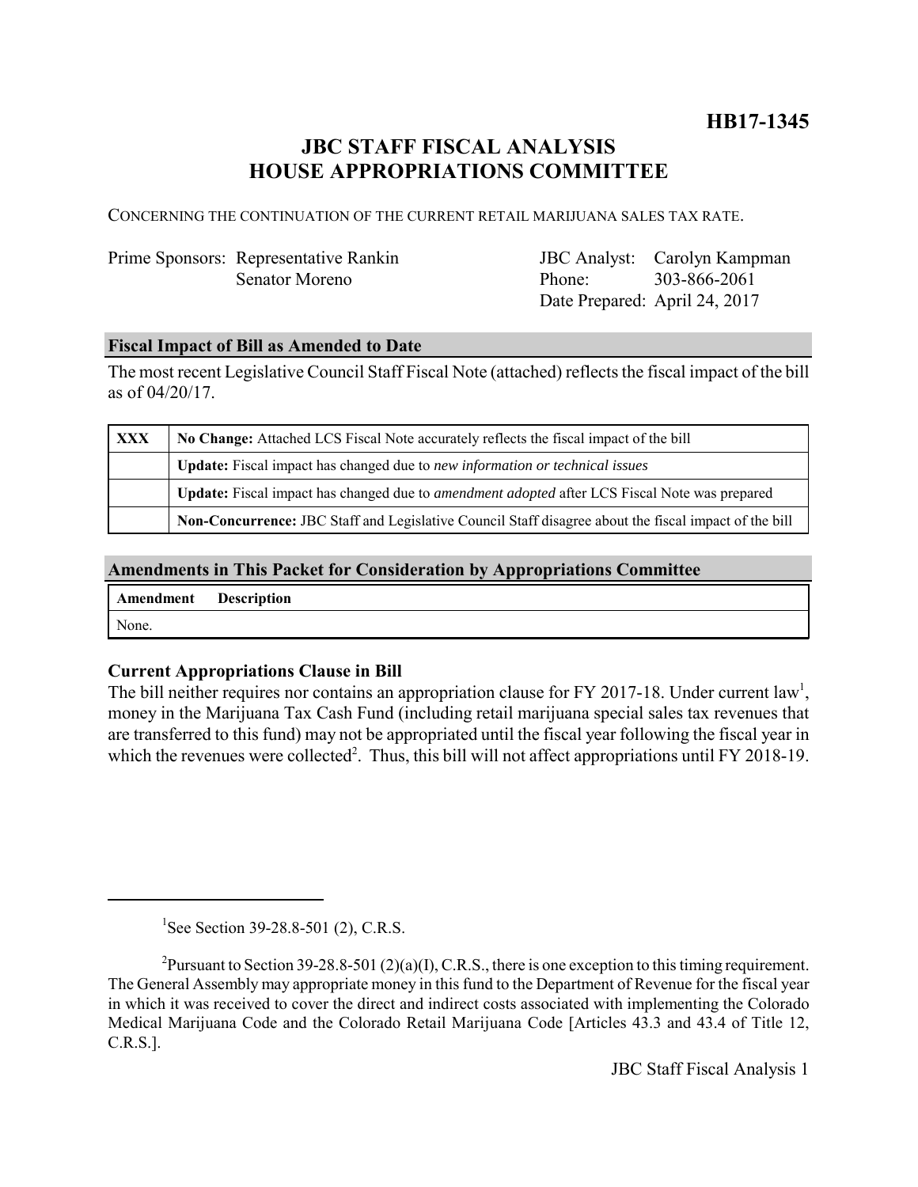**HB17-1345**

# JBC STAFF FISCAL ANALYSIS
# HOUSE APPROPRIATIONS COMMITTEE

CONCERNING THE CONTINUATION OF THE CURRENT RETAIL MARIJUANA SALES TAX RATE.

| | | | |
|---|---|---|---|
| Prime Sponsors: | Representative Rankin | JBC Analyst: | Carolyn Kampman |
| | Senator Moreno | Phone: | 303-866-2061 |
| | | Date Prepared: | April 24, 2017 |

## Fiscal Impact of Bill as Amended to Date

The most recent Legislative Council Staff Fiscal Note (attached) reflects the fiscal impact of the bill as of 04/20/17.

| | |
|---|---|
| XXX | **No Change:** Attached LCS Fiscal Note accurately reflects the fiscal impact of the bill |
| | **Update:** Fiscal impact has changed due to *new information or technical issues* |
| | **Update:** Fiscal impact has changed due to *amendment adopted* after LCS Fiscal Note was prepared |
| | **Non-Concurrence:** JBC Staff and Legislative Council Staff disagree about the fiscal impact of the bill |

## Amendments in This Packet for Consideration by Appropriations Committee

| Amendment | Description |
|---|---|
| None. | |

### Current Appropriations Clause in Bill

The bill neither requires nor contains an appropriation clause for FY 2017-18. Under current law[1], money in the Marijuana Tax Cash Fund (including retail marijuana special sales tax revenues that are transferred to this fund) may not be appropriated until the fiscal year following the fiscal year in which the revenues were collected[2]. Thus, this bill will not affect appropriations until FY 2018-19.

---

[1] See Section 39-28.8-501 (2), C.R.S.

[2] Pursuant to Section 39-28.8-501 (2)(a)(I), C.R.S., there is one exception to this timing requirement. The General Assembly may appropriate money in this fund to the Department of Revenue for the fiscal year in which it was received to cover the direct and indirect costs associated with implementing the Colorado Medical Marijuana Code and the Colorado Retail Marijuana Code [Articles 43.3 and 43.4 of Title 12, C.R.S.].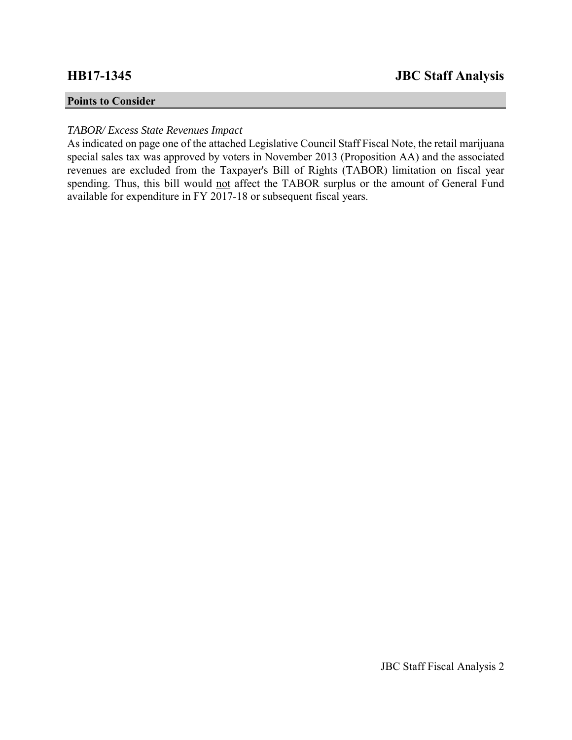## Points to Consider

*TABOR/ Excess State Revenues Impact*

As indicated on page one of the attached Legislative Council Staff Fiscal Note, the retail marijuana special sales tax was approved by voters in November 2013 (Proposition AA) and the associated revenues are excluded from the Taxpayer's Bill of Rights (TABOR) limitation on fiscal year spending. Thus, this bill would <u>not</u> affect the TABOR surplus or the amount of General Fund available for expenditure in FY 2017-18 or subsequent fiscal years.